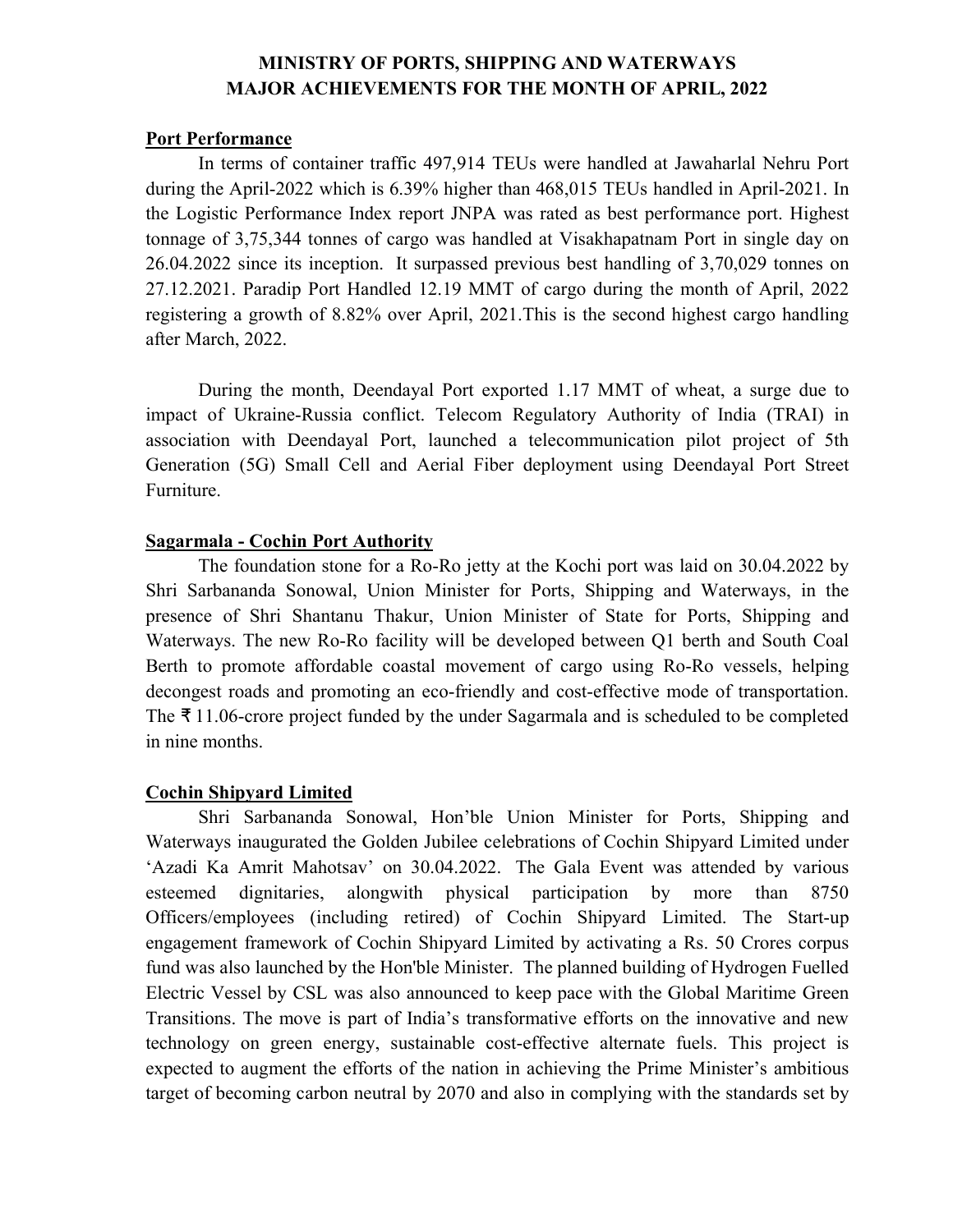# MINISTRY OF PORTS, SHIPPING AND WATERWAYS
# MAJOR ACHIEVEMENTS FOR THE MONTH OF APRIL, 2022

## Port Performance

In terms of container traffic 497,914 TEUs were handled at Jawaharlal Nehru Port during the April-2022 which is 6.39% higher than 468,015 TEUs handled in April-2021. In the Logistic Performance Index report JNPA was rated as best performance port. Highest tonnage of 3,75,344 tonnes of cargo was handled at Visakhapatnam Port in single day on 26.04.2022 since its inception. It surpassed previous best handling of 3,70,029 tonnes on 27.12.2021. Paradip Port Handled 12.19 MMT of cargo during the month of April, 2022 registering a growth of 8.82% over April, 2021.This is the second highest cargo handling after March, 2022.

During the month, Deendayal Port exported 1.17 MMT of wheat, a surge due to impact of Ukraine-Russia conflict. Telecom Regulatory Authority of India (TRAI) in association with Deendayal Port, launched a telecommunication pilot project of 5th Generation (5G) Small Cell and Aerial Fiber deployment using Deendayal Port Street Furniture.

## Sagarmala - Cochin Port Authority

The foundation stone for a Ro-Ro jetty at the Kochi port was laid on 30.04.2022 by Shri Sarbananda Sonowal, Union Minister for Ports, Shipping and Waterways, in the presence of Shri Shantanu Thakur, Union Minister of State for Ports, Shipping and Waterways. The new Ro-Ro facility will be developed between Q1 berth and South Coal Berth to promote affordable coastal movement of cargo using Ro-Ro vessels, helping decongest roads and promoting an eco-friendly and cost-effective mode of transportation. The ₹ 11.06-crore project funded by the under Sagarmala and is scheduled to be completed in nine months.

## Cochin Shipyard Limited

Shri Sarbananda Sonowal, Hon'ble Union Minister for Ports, Shipping and Waterways inaugurated the Golden Jubilee celebrations of Cochin Shipyard Limited under 'Azadi Ka Amrit Mahotsav' on 30.04.2022. The Gala Event was attended by various esteemed dignitaries, alongwith physical participation by more than 8750 Officers/employees (including retired) of Cochin Shipyard Limited. The Start-up engagement framework of Cochin Shipyard Limited by activating a Rs. 50 Crores corpus fund was also launched by the Hon'ble Minister. The planned building of Hydrogen Fuelled Electric Vessel by CSL was also announced to keep pace with the Global Maritime Green Transitions. The move is part of India's transformative efforts on the innovative and new technology on green energy, sustainable cost-effective alternate fuels. This project is expected to augment the efforts of the nation in achieving the Prime Minister's ambitious target of becoming carbon neutral by 2070 and also in complying with the standards set by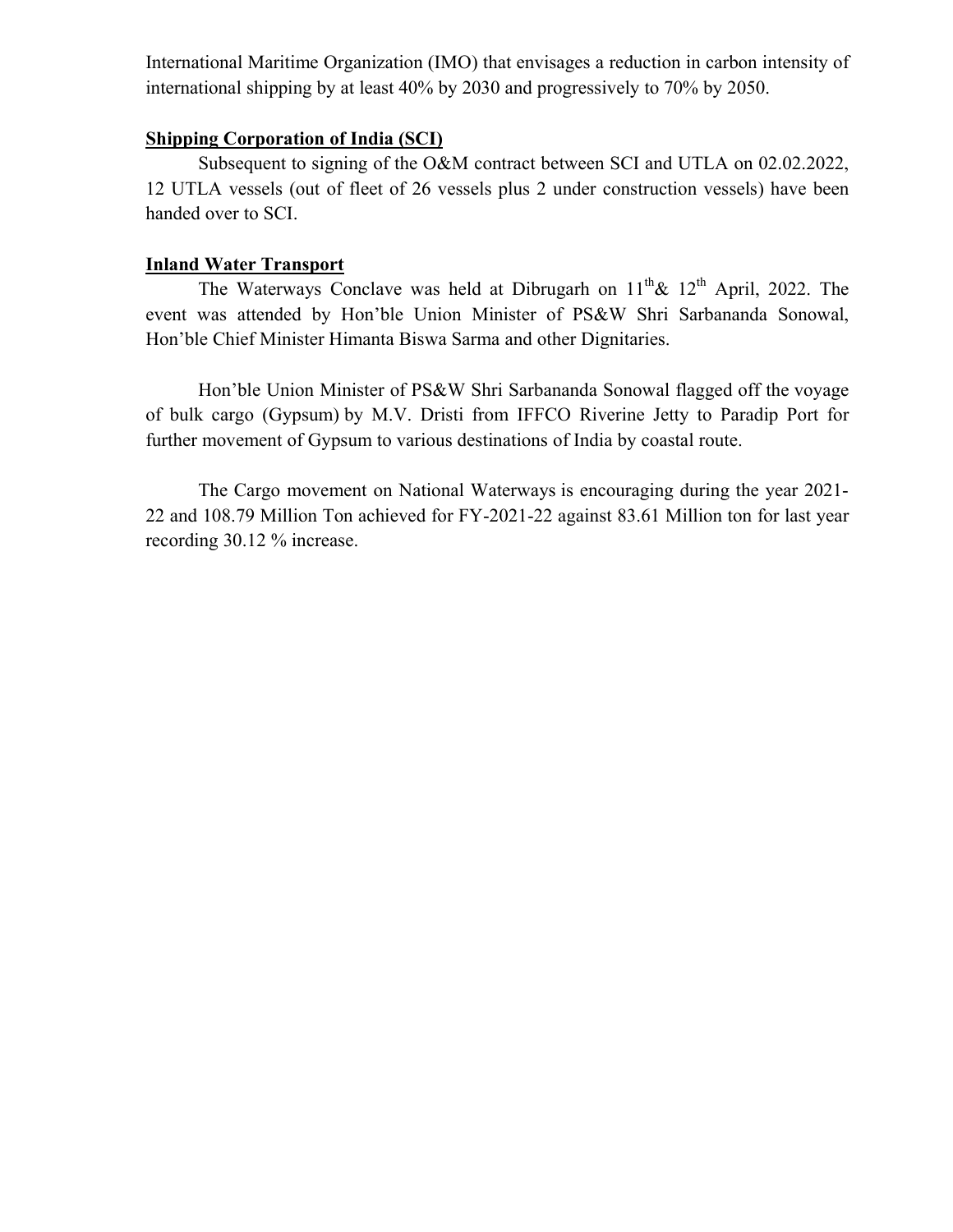International Maritime Organization (IMO) that envisages a reduction in carbon intensity of international shipping by at least 40% by 2030 and progressively to 70% by 2050.

**Shipping Corporation of India (SCI)**

Subsequent to signing of the O&M contract between SCI and UTLA on 02.02.2022, 12 UTLA vessels (out of fleet of 26 vessels plus 2 under construction vessels) have been handed over to SCI.

**Inland Water Transport**

The Waterways Conclave was held at Dibrugarh on 11th & 12th April, 2022. The event was attended by Hon'ble Union Minister of PS&W Shri Sarbananda Sonowal, Hon'ble Chief Minister Himanta Biswa Sarma and other Dignitaries.

Hon'ble Union Minister of PS&W Shri Sarbananda Sonowal flagged off the voyage of bulk cargo (Gypsum) by M.V. Dristi from IFFCO Riverine Jetty to Paradip Port for further movement of Gypsum to various destinations of India by coastal route.

The Cargo movement on National Waterways is encouraging during the year 2021-22 and 108.79 Million Ton achieved for FY-2021-22 against 83.61 Million ton for last year recording 30.12 % increase.